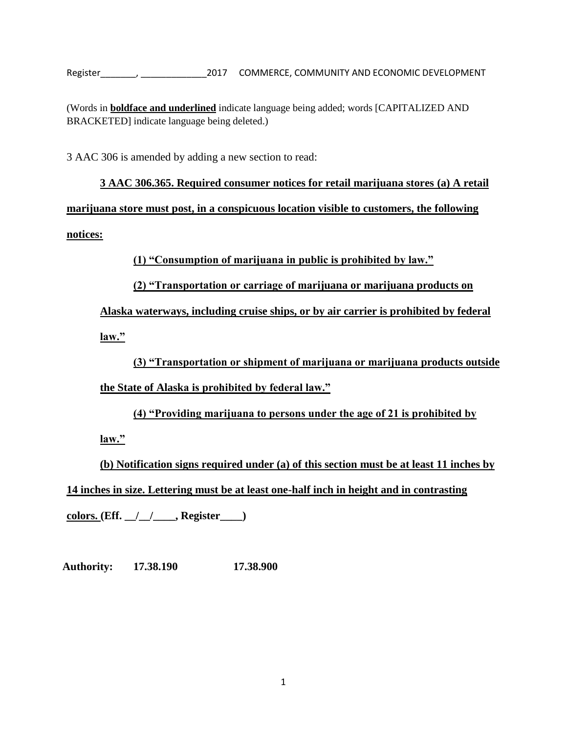Register_______, _____________2017 COMMERCE, COMMUNITY AND ECONOMIC DEVELOPMENT

(Words in **<u>boldface and underlined</u>** indicate language being added; words [CAPITALIZED AND BRACKETED] indicate language being deleted.)

3 AAC 306 is amended by adding a new section to read:

**<u>3 AAC 306.365. Required consumer notices for retail marijuana stores (a) A retail marijuana store must post, in a conspicuous location visible to customers, the following notices:</u>**

**<u>(1) "Consumption of marijuana in public is prohibited by law."</u>**

**<u>(2) "Transportation or carriage of marijuana or marijuana products on Alaska waterways, including cruise ships, or by air carrier is prohibited by federal law."</u>**

**<u>(3) "Transportation or shipment of marijuana or marijuana products outside the State of Alaska is prohibited by federal law."</u>**

**<u>(4) "Providing marijuana to persons under the age of 21 is prohibited by law."</u>**

**<u>(b) Notification signs required under (a) of this section must be at least 11 inches by 14 inches in size. Lettering must be at least one-half inch in height and in contrasting colors.</u> (Eff. __/__/____, Register____)**

**Authority: 17.38.190 17.38.900**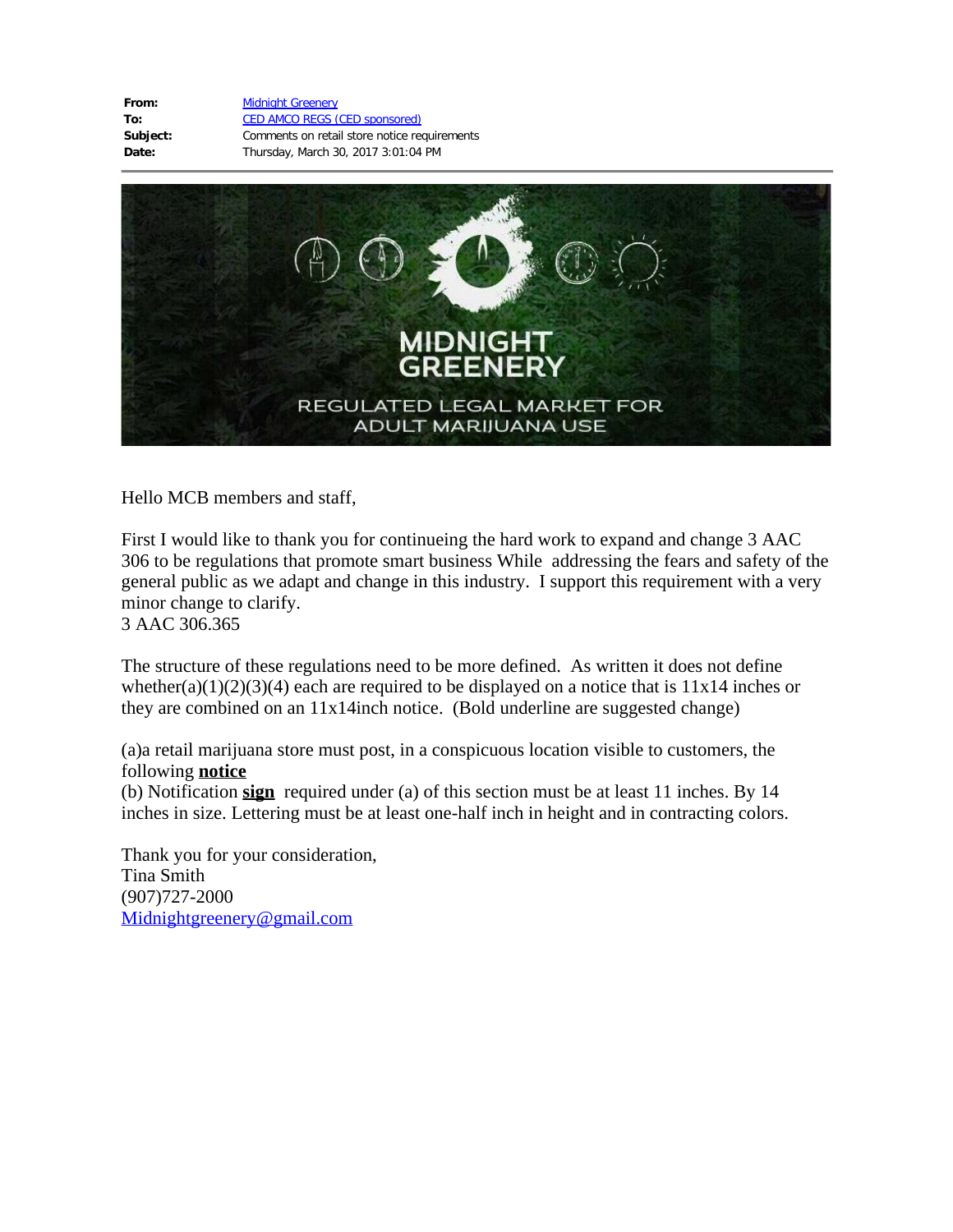**From:** Midnight Greenery
**To:** CED AMCO REGS (CED sponsored)
**Subject:** Comments on retail store notice requirements
**Date:** Thursday, March 30, 2017 3:01:04 PM

MIDNIGHT GREENERY

REGULATED LEGAL MARKET FOR ADULT MARIJUANA USE

Hello MCB members and staff,

First I would like to thank you for continueing the hard work to expand and change 3 AAC 306 to be regulations that promote smart business While addressing the fears and safety of the general public as we adapt and change in this industry. I support this requirement with a very minor change to clarify.
3 AAC 306.365

The structure of these regulations need to be more defined. As written it does not define whether(a)(1)(2)(3)(4) each are required to be displayed on a notice that is 11x14 inches or they are combined on an 11x14inch notice. (Bold underline are suggested change)

(a)a retail marijuana store must post, in a conspicuous location visible to customers, the following <u>**notice**</u>
(b) Notification <u>**sign**</u> required under (a) of this section must be at least 11 inches. By 14 inches in size. Lettering must be at least one-half inch in height and in contracting colors.

Thank you for your consideration,
Tina Smith
(907)727-2000
Midnightgreenery@gmail.com